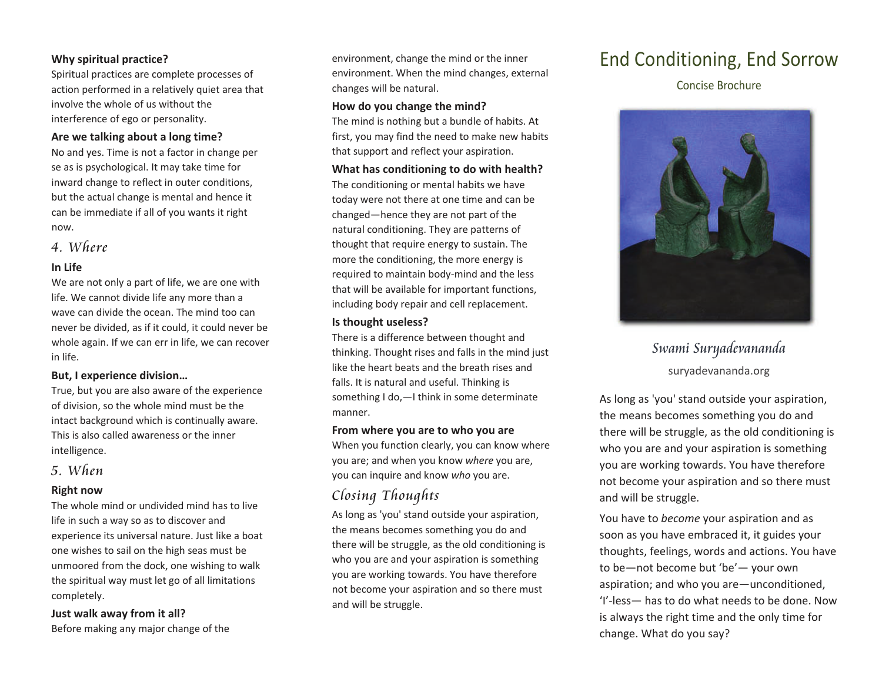**Why spiritual practice?**

Spiritual practices are complete processes of action performed in a relatively quiet area that involve the whole of us without the interference of ego or personality.

**Are we talking about a long time?**

No and yes. Time is not a factor in change per se as is psychological. It may take time for inward change to reflect in outer conditions, but the actual change is mental and hence it can be immediate if all of you wants it right now.

## *4. Where*

**In Life**

We are not only a part of life, we are one with life. We cannot divide life any more than a wave can divide the ocean. The mind too can never be divided, as if it could, it could never be whole again. If we can err in life, we can recover in life.

**But, I experience division…**

True, but you are also aware of the experience of division, so the whole mind must be the intact background which is continually aware. This is also called awareness or the inner intelligence.

## *5. When*

**Right now**

The whole mind or undivided mind has to live life in such a way so as to discover and experience its universal nature. Just like a boat one wishes to sail on the high seas must be unmoored from the dock, one wishing to walk the spiritual way must let go of all limitations completely.

**Just walk away from it all?**

Before making any major change of the environment, change the mind or the inner environment. When the mind changes, external changes will be natural.

**How do you change the mind?**

The mind is nothing but a bundle of habits. At first, you may find the need to make new habits that support and reflect your aspiration.

**What has conditioning to do with health?**

The conditioning or mental habits we have today were not there at one time and can be changed—hence they are not part of the natural conditioning. They are patterns of thought that require energy to sustain. The more the conditioning, the more energy is required to maintain body-mind and the less that will be available for important functions, including body repair and cell replacement.

**Is thought useless?**

There is a difference between thought and thinking. Thought rises and falls in the mind just like the heart beats and the breath rises and falls. It is natural and useful. Thinking is something I do,—I think in some determinate manner.

**From where you are to who you are**

When you function clearly, you can know where you are; and when you know *where* you are, you can inquire and know *who* you are.

## *Closing Thoughts*

As long as 'you' stand outside your aspiration, the means becomes something you do and there will be struggle, as the old conditioning is who you are and your aspiration is something you are working towards. You have therefore not become your aspiration and so there must and will be struggle.

# End Conditioning, End Sorrow

Concise Brochure

*Swami Suryadevananda*

suryadevananda.org

As long as 'you' stand outside your aspiration, the means becomes something you do and there will be struggle, as the old conditioning is who you are and your aspiration is something you are working towards. You have therefore not become your aspiration and so there must and will be struggle.

You have to *become* your aspiration and as soon as you have embraced it, it guides your thoughts, feelings, words and actions. You have to be—not become but 'be'— your own aspiration; and who you are—unconditioned, 'I'-less— has to do what needs to be done. Now is always the right time and the only time for change. What do you say?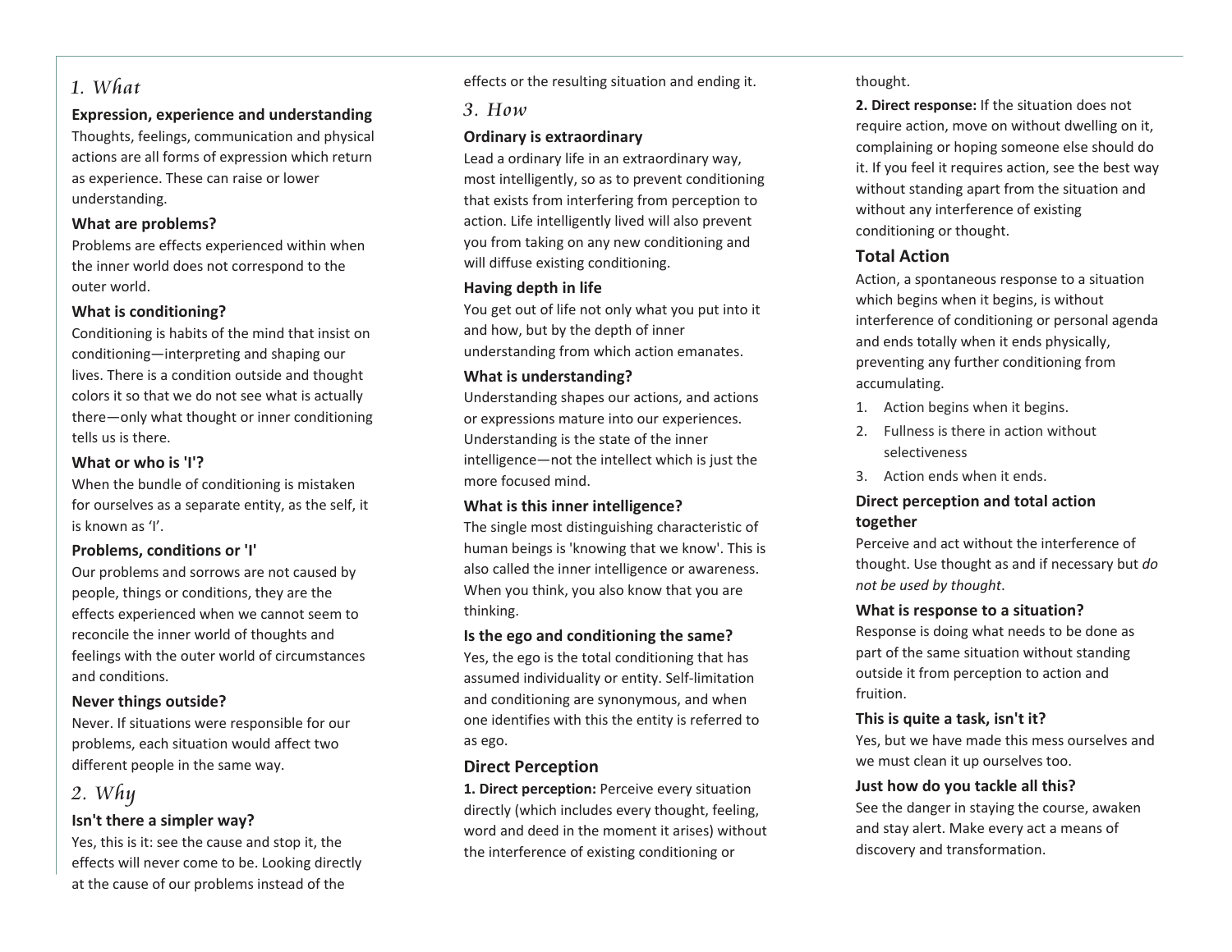## 1. What

### Expression, experience and understanding

Thoughts, feelings, communication and physical actions are all forms of expression which return as experience. These can raise or lower understanding.

### What are problems?

Problems are effects experienced within when the inner world does not correspond to the outer world.

### What is conditioning?

Conditioning is habits of the mind that insist on conditioning—interpreting and shaping our lives. There is a condition outside and thought colors it so that we do not see what is actually there—only what thought or inner conditioning tells us is there.

### What or who is 'I'?

When the bundle of conditioning is mistaken for ourselves as a separate entity, as the self, it is known as 'I'.

### Problems, conditions or 'I'

Our problems and sorrows are not caused by people, things or conditions, they are the effects experienced when we cannot seem to reconcile the inner world of thoughts and feelings with the outer world of circumstances and conditions.

### Never things outside?

Never. If situations were responsible for our problems, each situation would affect two different people in the same way.

## 2. Why

### Isn't there a simpler way?

Yes, this is it: see the cause and stop it, the effects will never come to be. Looking directly at the cause of our problems instead of the effects or the resulting situation and ending it.

## 3. How

### Ordinary is extraordinary

Lead a ordinary life in an extraordinary way, most intelligently, so as to prevent conditioning that exists from interfering from perception to action. Life intelligently lived will also prevent you from taking on any new conditioning and will diffuse existing conditioning.

### Having depth in life

You get out of life not only what you put into it and how, but by the depth of inner understanding from which action emanates.

### What is understanding?

Understanding shapes our actions, and actions or expressions mature into our experiences. Understanding is the state of the inner intelligence—not the intellect which is just the more focused mind.

### What is this inner intelligence?

The single most distinguishing characteristic of human beings is 'knowing that we know'. This is also called the inner intelligence or awareness. When you think, you also know that you are thinking.

### Is the ego and conditioning the same?

Yes, the ego is the total conditioning that has assumed individuality or entity. Self-limitation and conditioning are synonymous, and when one identifies with this the entity is referred to as ego.

### Direct Perception

**1. Direct perception:** Perceive every situation directly (which includes every thought, feeling, word and deed in the moment it arises) without the interference of existing conditioning or thought.

**2. Direct response:** If the situation does not require action, move on without dwelling on it, complaining or hoping someone else should do it. If you feel it requires action, see the best way without standing apart from the situation and without any interference of existing conditioning or thought.

### Total Action

Action, a spontaneous response to a situation which begins when it begins, is without interference of conditioning or personal agenda and ends totally when it ends physically, preventing any further conditioning from accumulating.

1. Action begins when it begins.
2. Fullness is there in action without selectiveness
3. Action ends when it ends.

### Direct perception and total action together

Perceive and act without the interference of thought. Use thought as and if necessary but *do not be used by thought*.

### What is response to a situation?

Response is doing what needs to be done as part of the same situation without standing outside it from perception to action and fruition.

### This is quite a task, isn't it?

Yes, but we have made this mess ourselves and we must clean it up ourselves too.

### Just how do you tackle all this?

See the danger in staying the course, awaken and stay alert. Make every act a means of discovery and transformation.